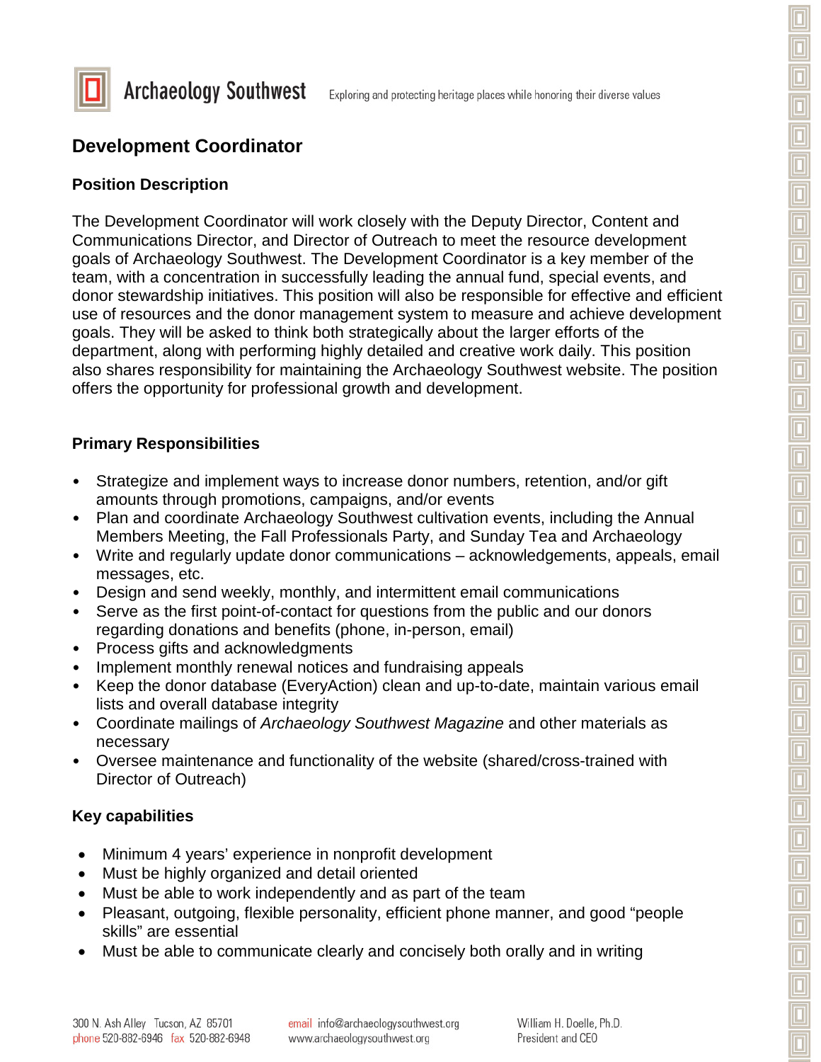Archaeology Southwest — Exploring and protecting heritage places while honoring their diverse values

# Development Coordinator

## Position Description

The Development Coordinator will work closely with the Deputy Director, Content and Communications Director, and Director of Outreach to meet the resource development goals of Archaeology Southwest. The Development Coordinator is a key member of the team, with a concentration in successfully leading the annual fund, special events, and donor stewardship initiatives. This position will also be responsible for effective and efficient use of resources and the donor management system to measure and achieve development goals. They will be asked to think both strategically about the larger efforts of the department, along with performing highly detailed and creative work daily. This position also shares responsibility for maintaining the Archaeology Southwest website. The position offers the opportunity for professional growth and development.

## Primary Responsibilities

- Strategize and implement ways to increase donor numbers, retention, and/or gift amounts through promotions, campaigns, and/or events
- Plan and coordinate Archaeology Southwest cultivation events, including the Annual Members Meeting, the Fall Professionals Party, and Sunday Tea and Archaeology
- Write and regularly update donor communications – acknowledgements, appeals, email messages, etc.
- Design and send weekly, monthly, and intermittent email communications
- Serve as the first point-of-contact for questions from the public and our donors regarding donations and benefits (phone, in-person, email)
- Process gifts and acknowledgments
- Implement monthly renewal notices and fundraising appeals
- Keep the donor database (EveryAction) clean and up-to-date, maintain various email lists and overall database integrity
- Coordinate mailings of *Archaeology Southwest Magazine* and other materials as necessary
- Oversee maintenance and functionality of the website (shared/cross-trained with Director of Outreach)

## Key capabilities

- Minimum 4 years' experience in nonprofit development
- Must be highly organized and detail oriented
- Must be able to work independently and as part of the team
- Pleasant, outgoing, flexible personality, efficient phone manner, and good "people skills" are essential
- Must be able to communicate clearly and concisely both orally and in writing

300 N. Ash Alley Tucson, AZ 85701
phone 520-882-6946 fax 520-882-6948

email info@archaeologysouthwest.org
www.archaeologysouthwest.org

William H. Doelle, Ph.D.
President and CEO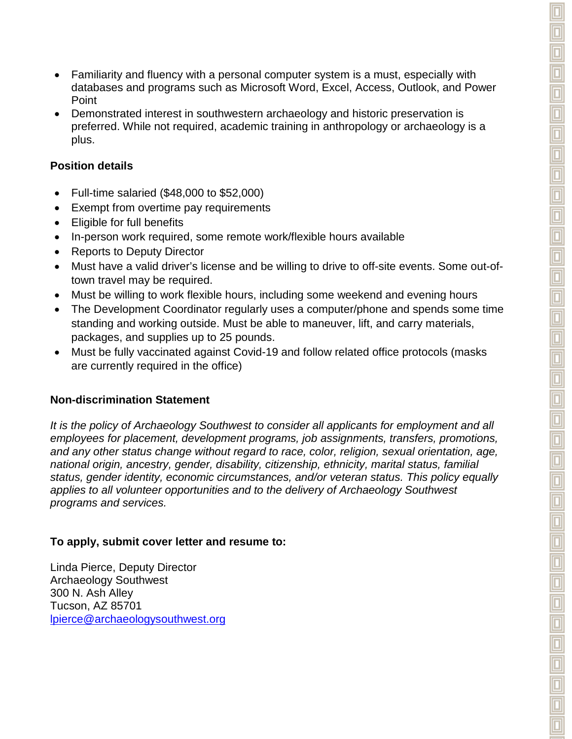- Familiarity and fluency with a personal computer system is a must, especially with databases and programs such as Microsoft Word, Excel, Access, Outlook, and Power Point
- Demonstrated interest in southwestern archaeology and historic preservation is preferred. While not required, academic training in anthropology or archaeology is a plus.

**Position details**

- Full-time salaried ($48,000 to $52,000)
- Exempt from overtime pay requirements
- Eligible for full benefits
- In-person work required, some remote work/flexible hours available
- Reports to Deputy Director
- Must have a valid driver's license and be willing to drive to off-site events. Some out-of-town travel may be required.
- Must be willing to work flexible hours, including some weekend and evening hours
- The Development Coordinator regularly uses a computer/phone and spends some time standing and working outside. Must be able to maneuver, lift, and carry materials, packages, and supplies up to 25 pounds.
- Must be fully vaccinated against Covid-19 and follow related office protocols (masks are currently required in the office)

**Non-discrimination Statement**

*It is the policy of Archaeology Southwest to consider all applicants for employment and all employees for placement, development programs, job assignments, transfers, promotions, and any other status change without regard to race, color, religion, sexual orientation, age, national origin, ancestry, gender, disability, citizenship, ethnicity, marital status, familial status, gender identity, economic circumstances, and/or veteran status. This policy equally applies to all volunteer opportunities and to the delivery of Archaeology Southwest programs and services.*

**To apply, submit cover letter and resume to:**

Linda Pierce, Deputy Director
Archaeology Southwest
300 N. Ash Alley
Tucson, AZ 85701
lpierce@archaeologysouthwest.org